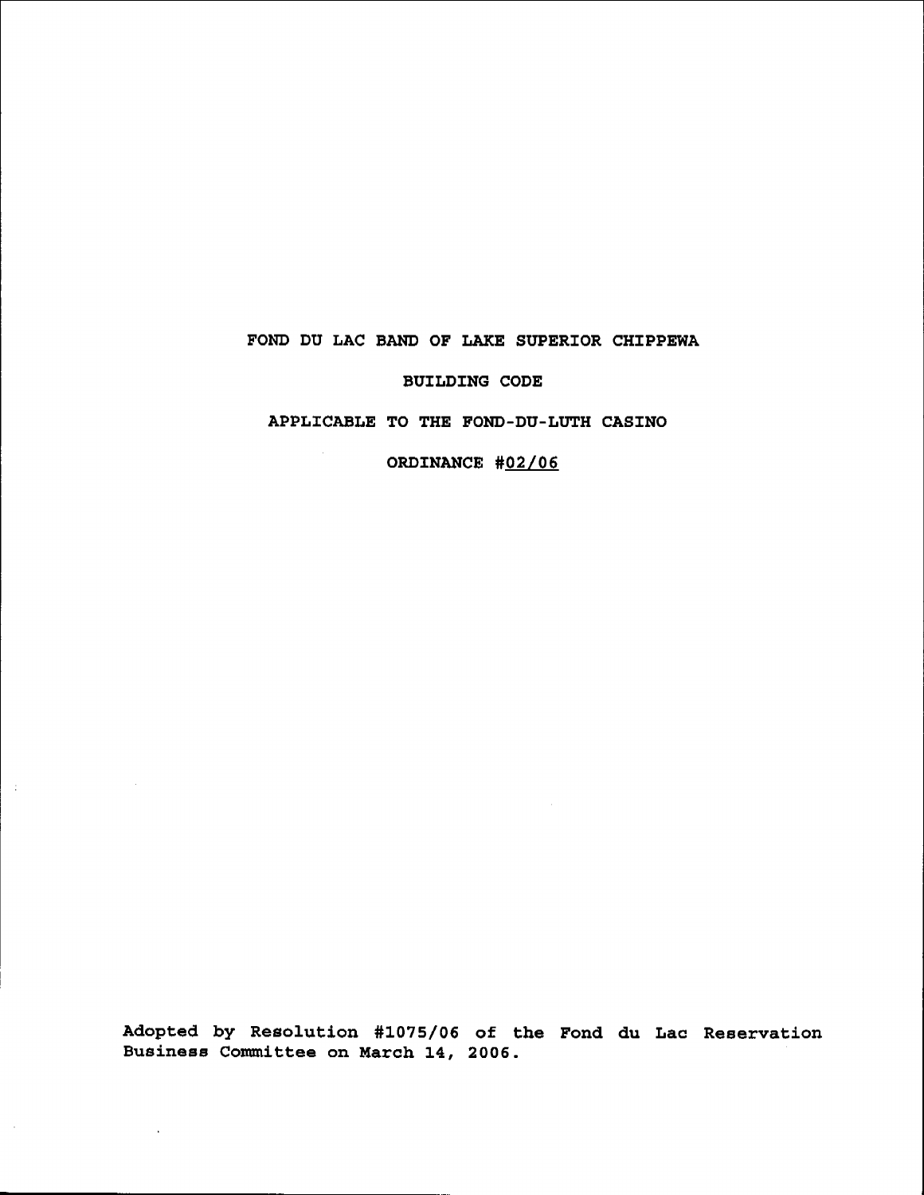# FOND DU LAC BAND OF LAKE SUPERIOR CHIPPEWA

## BUILDING CODE

## APPLICABLE TO THE FOND-DU-LUTH CASINO

## ORDINANCE #02/06

**Adopted by Resolution #1075/06 of the Fond du Lac Reservation Business Committee on March 14, 2006.**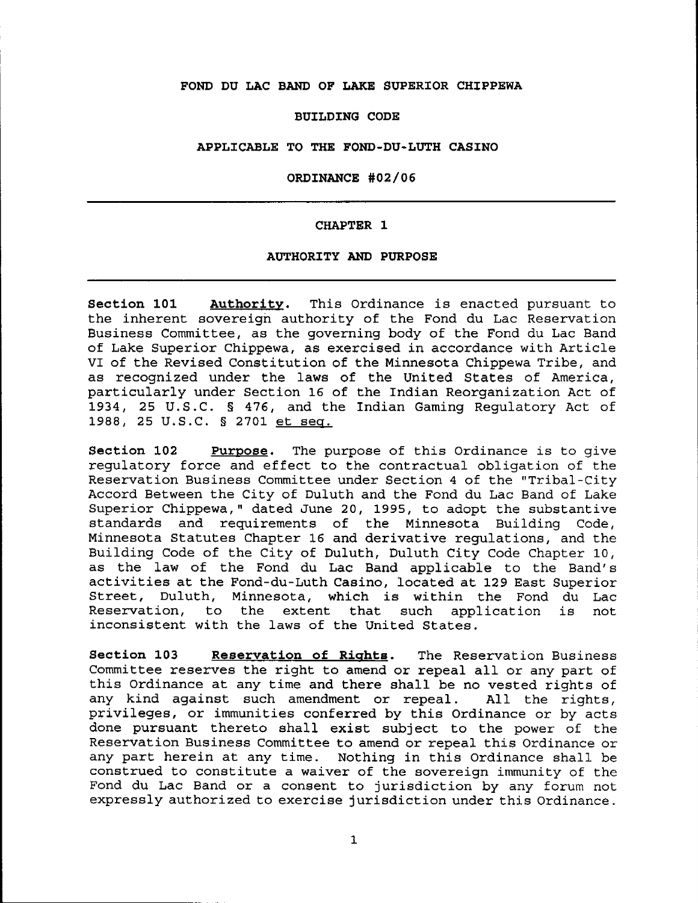# FOND DU LAC BAND OF LAKE SUPERIOR CHIPPEWA

## BUILDING CODE

## APPLICABLE TO THE FOND-DU-LUTH CASINO

## ORDINANCE #02/06

---

## CHAPTER 1

## AUTHORITY AND PURPOSE

---

**Section 101** **Authority.** This Ordinance is enacted pursuant to the inherent sovereign authority of the Fond du Lac Reservation Business Committee, as the governing body of the Fond du Lac Band of Lake Superior Chippewa, as exercised in accordance with Article VI of the Revised Constitution of the Minnesota Chippewa Tribe, and as recognized under the laws of the United States of America, particularly under Section 16 of the Indian Reorganization Act of 1934, 25 U.S.C. § 476, and the Indian Gaming Regulatory Act of 1988, 25 U.S.C. § 2701 et seq.

**Section 102** **Purpose.** The purpose of this Ordinance is to give regulatory force and effect to the contractual obligation of the Reservation Business Committee under Section 4 of the "Tribal-City Accord Between the City of Duluth and the Fond du Lac Band of Lake Superior Chippewa," dated June 20, 1995, to adopt the substantive standards and requirements of the Minnesota Building Code, Minnesota Statutes Chapter 16 and derivative regulations, and the Building Code of the City of Duluth, Duluth City Code Chapter 10, as the law of the Fond du Lac Band applicable to the Band's activities at the Fond-du-Luth Casino, located at 129 East Superior Street, Duluth, Minnesota, which is within the Fond du Lac Reservation, to the extent that such application is not inconsistent with the laws of the United States.

**Section 103** **Reservation of Rights.** The Reservation Business Committee reserves the right to amend or repeal all or any part of this Ordinance at any time and there shall be no vested rights of any kind against such amendment or repeal. All the rights, privileges, or immunities conferred by this Ordinance or by acts done pursuant thereto shall exist subject to the power of the Reservation Business Committee to amend or repeal this Ordinance or any part herein at any time. Nothing in this Ordinance shall be construed to constitute a waiver of the sovereign immunity of the Fond du Lac Band or a consent to jurisdiction by any forum not expressly authorized to exercise jurisdiction under this Ordinance.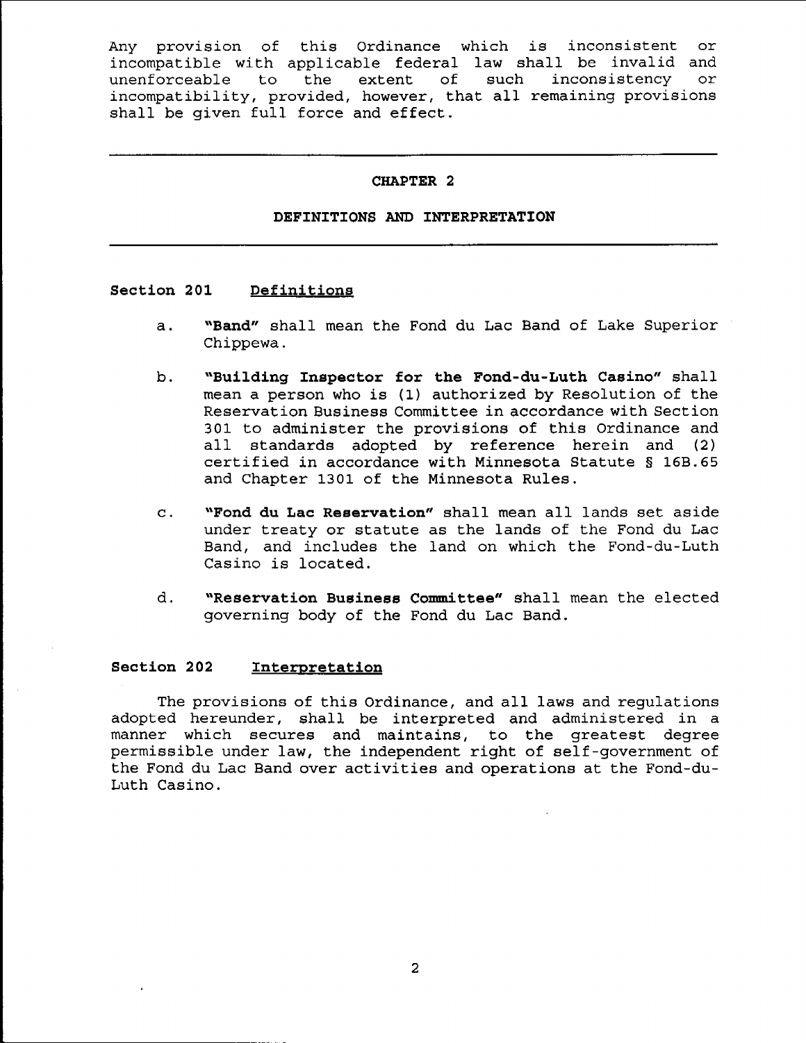Any provision of this Ordinance which is inconsistent or incompatible with applicable federal law shall be invalid and unenforceable to the extent of such inconsistency or incompatibility, provided, however, that all remaining provisions shall be given full force and effect.

---

## CHAPTER 2

## DEFINITIONS AND INTERPRETATION

---

### Section 201 Definitions

a. **"Band"** shall mean the Fond du Lac Band of Lake Superior Chippewa.

b. **"Building Inspector for the Fond-du-Luth Casino"** shall mean a person who is (1) authorized by Resolution of the Reservation Business Committee in accordance with Section 301 to administer the provisions of this Ordinance and all standards adopted by reference herein and (2) certified in accordance with Minnesota Statute § 16B.65 and Chapter 1301 of the Minnesota Rules.

c. **"Fond du Lac Reservation"** shall mean all lands set aside under treaty or statute as the lands of the Fond du Lac Band, and includes the land on which the Fond-du-Luth Casino is located.

d. **"Reservation Business Committee"** shall mean the elected governing body of the Fond du Lac Band.

### Section 202 Interpretation

The provisions of this Ordinance, and all laws and regulations adopted hereunder, shall be interpreted and administered in a manner which secures and maintains, to the greatest degree permissible under law, the independent right of self-government of the Fond du Lac Band over activities and operations at the Fond-du-Luth Casino.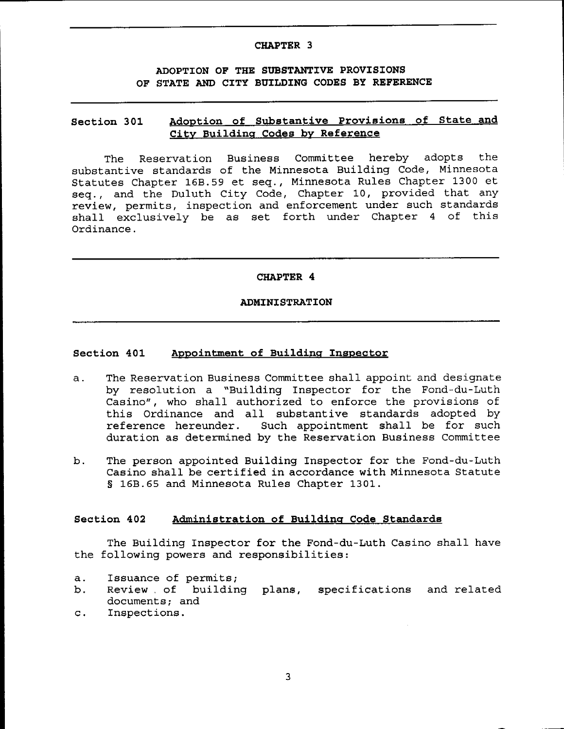# CHAPTER 3

## ADOPTION OF THE SUBSTANTIVE PROVISIONS OF STATE AND CITY BUILDING CODES BY REFERENCE

### Section 301 Adoption of Substantive Provisions of State and City Building Codes by Reference

The Reservation Business Committee hereby adopts the substantive standards of the Minnesota Building Code, Minnesota Statutes Chapter 16B.59 et seq., Minnesota Rules Chapter 1300 et seq., and the Duluth City Code, Chapter 10, provided that any review, permits, inspection and enforcement under such standards shall exclusively be as set forth under Chapter 4 of this Ordinance.

# CHAPTER 4

## ADMINISTRATION

### Section 401 Appointment of Building Inspector

a. The Reservation Business Committee shall appoint and designate by resolution a "Building Inspector for the Fond-du-Luth Casino", who shall authorized to enforce the provisions of this Ordinance and all substantive standards adopted by reference hereunder. Such appointment shall be for such duration as determined by the Reservation Business Committee

b. The person appointed Building Inspector for the Fond-du-Luth Casino shall be certified in accordance with Minnesota Statute § 16B.65 and Minnesota Rules Chapter 1301.

### Section 402 Administration of Building Code Standards

The Building Inspector for the Fond-du-Luth Casino shall have the following powers and responsibilities:

a. Issuance of permits;
b. Review of building plans, specifications and related documents; and
c. Inspections.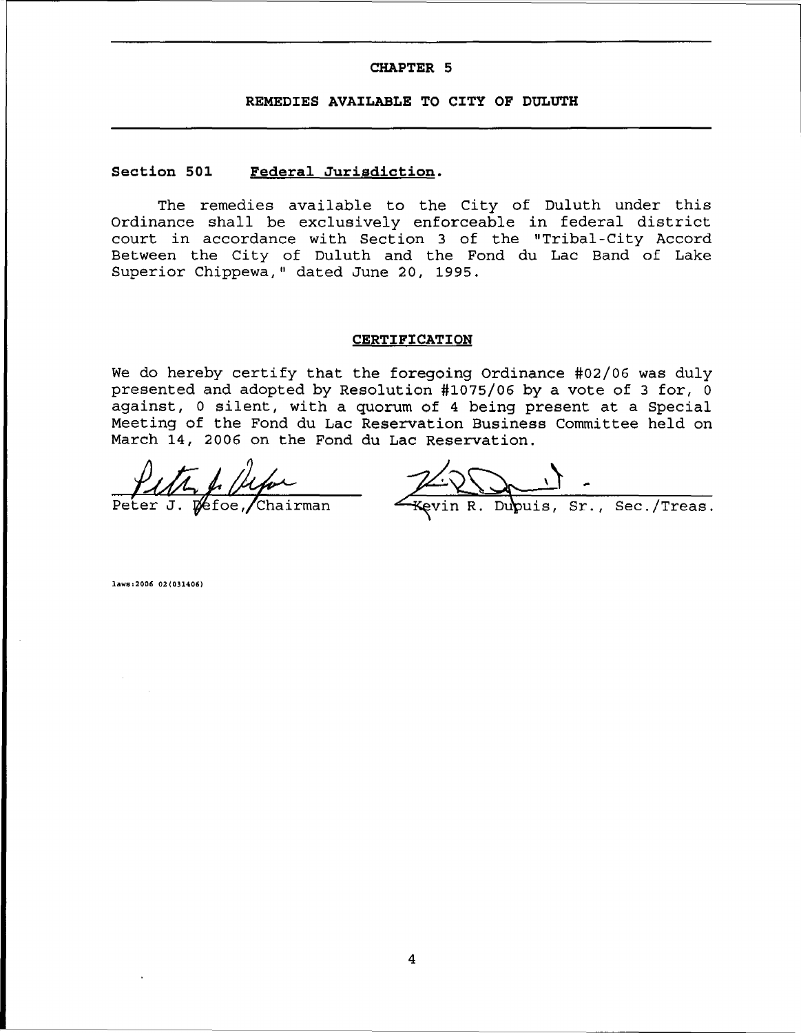## CHAPTER 5

## REMEDIES AVAILABLE TO CITY OF DULUTH

**Section 501** <u>**Federal Jurisdiction.**</u>

The remedies available to the City of Duluth under this Ordinance shall be exclusively enforceable in federal district court in accordance with Section 3 of the "Tribal-City Accord Between the City of Duluth and the Fond du Lac Band of Lake Superior Chippewa," dated June 20, 1995.

**CERTIFICATION**

We do hereby certify that the foregoing Ordinance #02/06 was duly presented and adopted by Resolution #1075/06 by a vote of 3 for, 0 against, 0 silent, with a quorum of 4 being present at a Special Meeting of the Fond du Lac Reservation Business Committee held on March 14, 2006 on the Fond du Lac Reservation.

Peter J. Defoe, Chairman

Kevin R. Dupuis, Sr., Sec./Treas.

laws:2006 02(031406)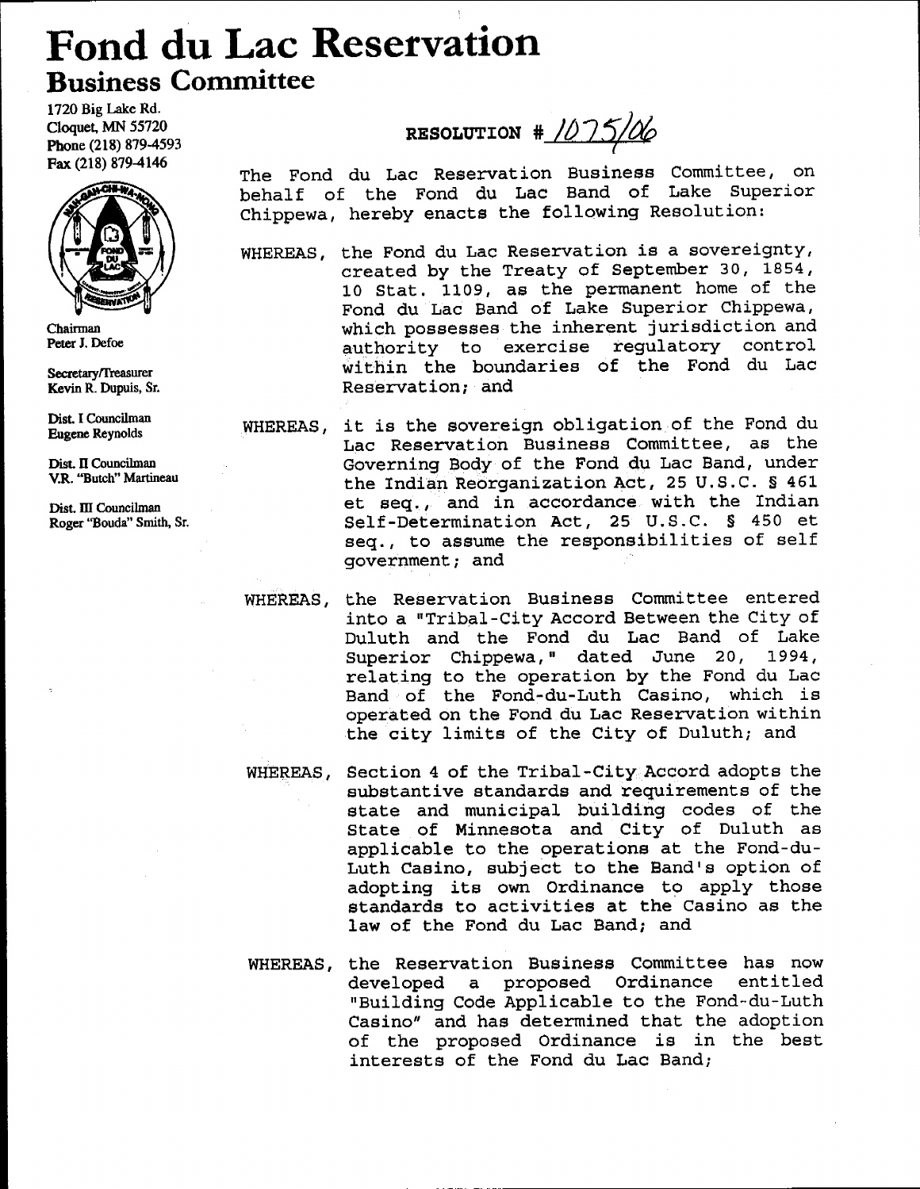# Fond du Lac Reservation

## Business Committee

1720 Big Lake Rd.
Cloquet, MN 55720
Phone (218) 879-4593
Fax (218) 879-4146

Chairman
Peter J. Defoe

Secretary/Treasurer
Kevin R. Dupuis, Sr.

Dist. I Councilman
Eugene Reynolds

Dist. II Councilman
V.R. "Butch" Martineau

Dist. III Councilman
Roger "Bouda" Smith, Sr.

**RESOLUTION # 1075/06**

The Fond du Lac Reservation Business Committee, on behalf of the Fond du Lac Band of Lake Superior Chippewa, hereby enacts the following Resolution:

WHEREAS, the Fond du Lac Reservation is a sovereignty, created by the Treaty of September 30, 1854, 10 Stat. 1109, as the permanent home of the Fond du Lac Band of Lake Superior Chippewa, which possesses the inherent jurisdiction and authority to exercise regulatory control within the boundaries of the Fond du Lac Reservation; and

WHEREAS, it is the sovereign obligation of the Fond du Lac Reservation Business Committee, as the Governing Body of the Fond du Lac Band, under the Indian Reorganization Act, 25 U.S.C. § 461 et seq., and in accordance with the Indian Self-Determination Act, 25 U.S.C. § 450 et seq., to assume the responsibilities of self government; and

WHEREAS, the Reservation Business Committee entered into a "Tribal-City Accord Between the City of Duluth and the Fond du Lac Band of Lake Superior Chippewa," dated June 20, 1994, relating to the operation by the Fond du Lac Band of the Fond-du-Luth Casino, which is operated on the Fond du Lac Reservation within the city limits of the City of Duluth; and

WHEREAS, Section 4 of the Tribal-City Accord adopts the substantive standards and requirements of the state and municipal building codes of the State of Minnesota and City of Duluth as applicable to the operations at the Fond-du-Luth Casino, subject to the Band's option of adopting its own Ordinance to apply those standards to activities at the Casino as the law of the Fond du Lac Band; and

WHEREAS, the Reservation Business Committee has now developed a proposed Ordinance entitled "Building Code Applicable to the Fond-du-Luth Casino" and has determined that the adoption of the proposed Ordinance is in the best interests of the Fond du Lac Band;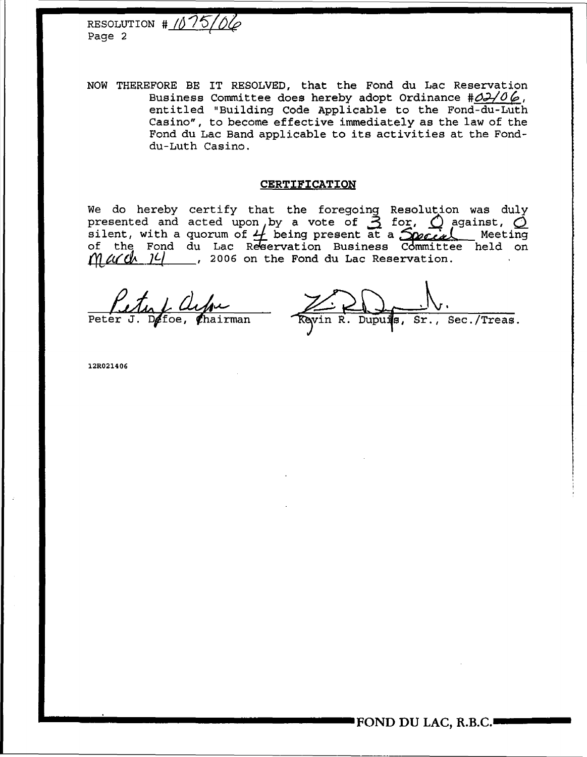RESOLUTION # 1075/06
Page 2

NOW THEREFORE BE IT RESOLVED, that the Fond du Lac Reservation Business Committee does hereby adopt Ordinance #02/06, entitled "Building Code Applicable to the Fond-du-Luth Casino", to become effective immediately as the law of the Fond du Lac Band applicable to its activities at the Fond-du-Luth Casino.

## CERTIFICATION

We do hereby certify that the foregoing Resolution was duly presented and acted upon by a vote of 3 for, 0 against, 0 silent, with a quorum of 4 being present at a Special Meeting of the Fond du Lac Reservation Business Committee held on March 14, 2006 on the Fond du Lac Reservation.

Peter J. Defoe, Chairman

Kevin R. Dupuis, Sr., Sec./Treas.

12R021406

**FOND DU LAC, R.B.C.**